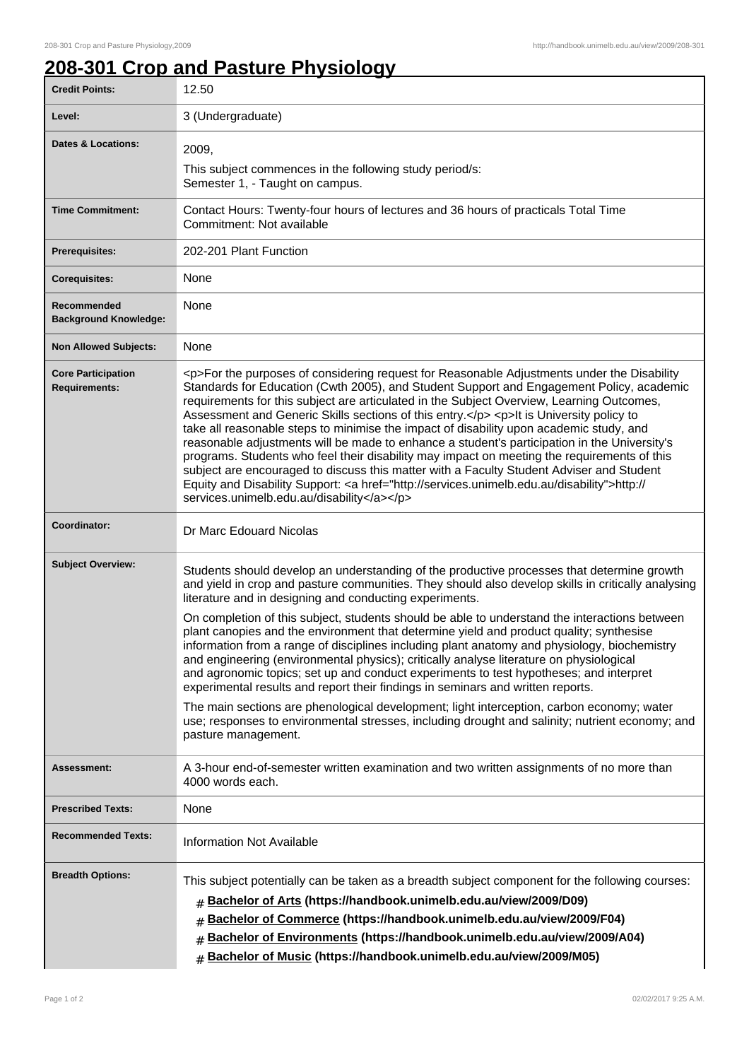# 208-301 Crop and Pasture Physiology

| | |
|---|---|
| **Credit Points:** | 12.50 |
| **Level:** | 3 (Undergraduate) |
| **Dates & Locations:** | 2009,<br>This subject commences in the following study period/s:<br>Semester 1, - Taught on campus. |
| **Time Commitment:** | Contact Hours: Twenty-four hours of lectures and 36 hours of practicals Total Time Commitment: Not available |
| **Prerequisites:** | 202-201 Plant Function |
| **Corequisites:** | None |
| **Recommended Background Knowledge:** | None |
| **Non Allowed Subjects:** | None |
| **Core Participation Requirements:** | <p>For the purposes of considering request for Reasonable Adjustments under the Disability Standards for Education (Cwth 2005), and Student Support and Engagement Policy, academic requirements for this subject are articulated in the Subject Overview, Learning Outcomes, Assessment and Generic Skills sections of this entry.</p> <p>It is University policy to take all reasonable steps to minimise the impact of disability upon academic study, and reasonable adjustments will be made to enhance a student's participation in the University's programs. Students who feel their disability may impact on meeting the requirements of this subject are encouraged to discuss this matter with a Faculty Student Adviser and Student Equity and Disability Support: <a href="http://services.unimelb.edu.au/disability">http://services.unimelb.edu.au/disability</a></p> |
| **Coordinator:** | Dr Marc Edouard Nicolas |
| **Subject Overview:** | Students should develop an understanding of the productive processes that determine growth and yield in crop and pasture communities. They should also develop skills in critically analysing literature and in designing and conducting experiments.<br><br>On completion of this subject, students should be able to understand the interactions between plant canopies and the environment that determine yield and product quality; synthesise information from a range of disciplines including plant anatomy and physiology, biochemistry and engineering (environmental physics); critically analyse literature on physiological and agronomic topics; set up and conduct experiments to test hypotheses; and interpret experimental results and report their findings in seminars and written reports.<br><br>The main sections are phenological development; light interception, carbon economy; water use; responses to environmental stresses, including drought and salinity; nutrient economy; and pasture management. |
| **Assessment:** | A 3-hour end-of-semester written examination and two written assignments of no more than 4000 words each. |
| **Prescribed Texts:** | None |
| **Recommended Texts:** | Information Not Available |
| **Breadth Options:** | This subject potentially can be taken as a breadth subject component for the following courses:<br># Bachelor of Arts (https://handbook.unimelb.edu.au/view/2009/D09)<br># Bachelor of Commerce (https://handbook.unimelb.edu.au/view/2009/F04)<br># Bachelor of Environments (https://handbook.unimelb.edu.au/view/2009/A04)<br># Bachelor of Music (https://handbook.unimelb.edu.au/view/2009/M05) |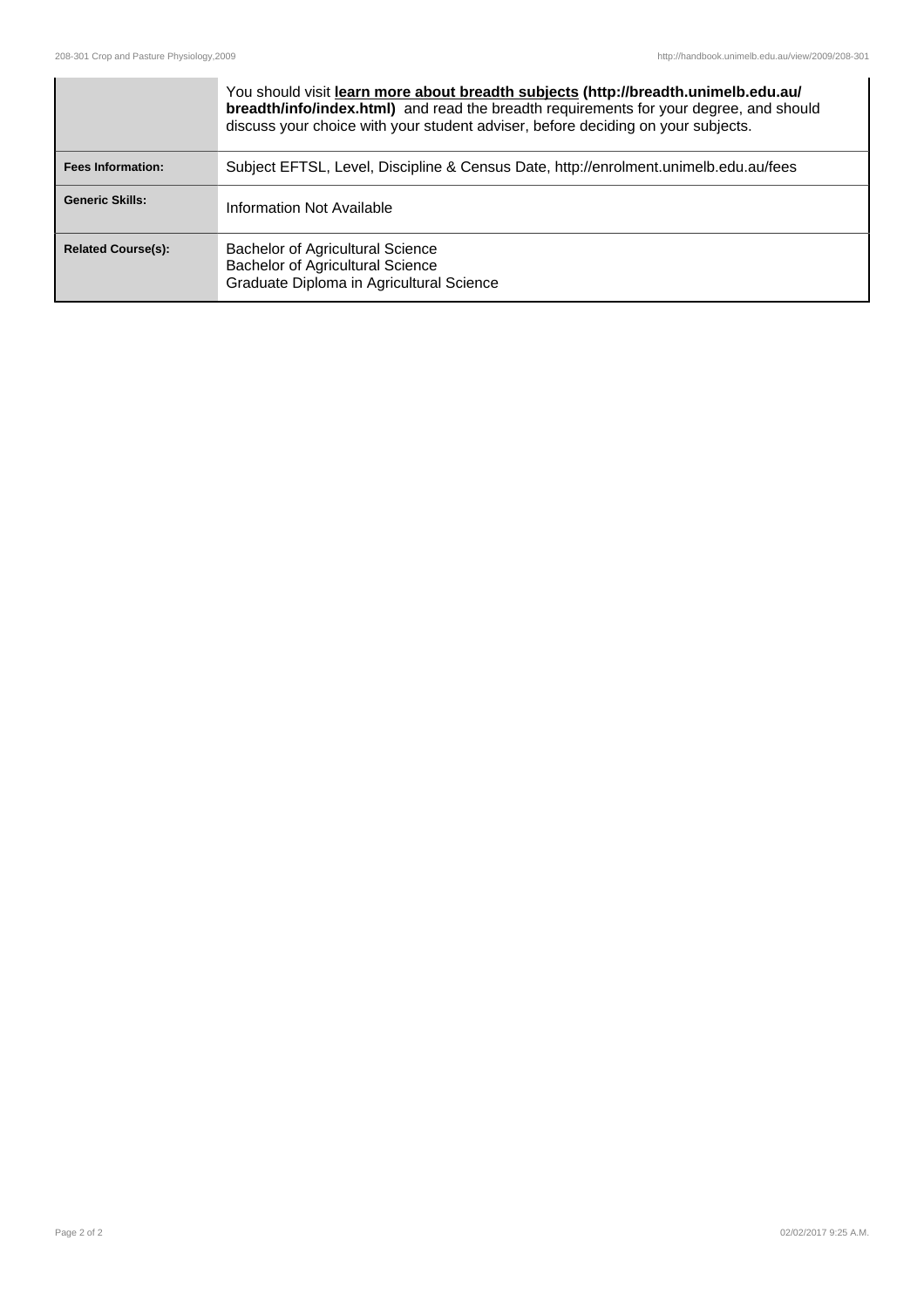| | |
|---|---|
| | You should visit **learn more about breadth subjects (http://breadth.unimelb.edu.au/breadth/info/index.html)** and read the breadth requirements for your degree, and should discuss your choice with your student adviser, before deciding on your subjects. |
| **Fees Information:** | Subject EFTSL, Level, Discipline & Census Date, http://enrolment.unimelb.edu.au/fees |
| **Generic Skills:** | Information Not Available |
| **Related Course(s):** | Bachelor of Agricultural Science<br>Bachelor of Agricultural Science<br>Graduate Diploma in Agricultural Science |